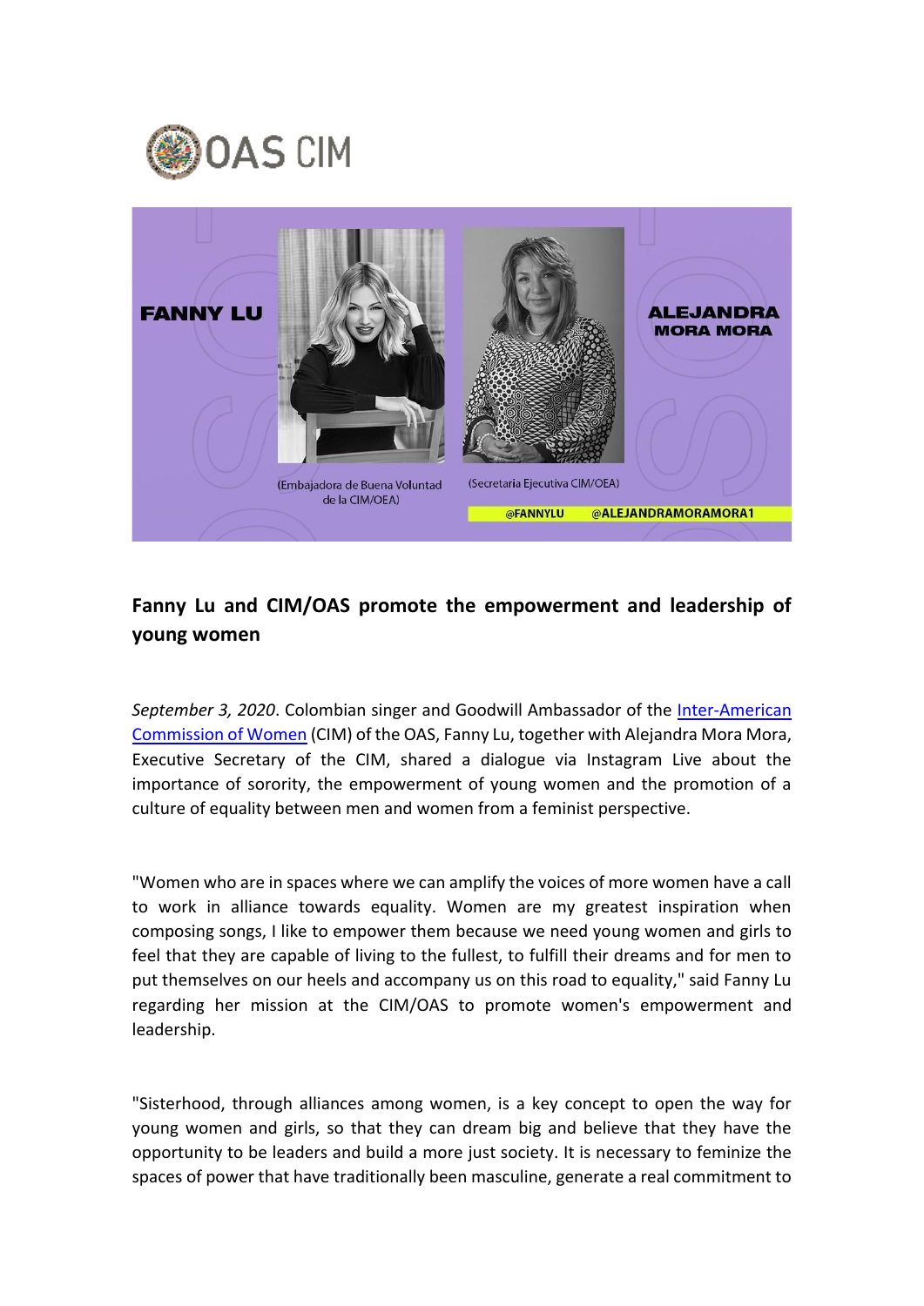## Fanny Lu and CIM/OAS promote the empowerment and leadership of young women

*September 3, 2020*. Colombian singer and Goodwill Ambassador of the Inter-American Commission of Women (CIM) of the OAS, Fanny Lu, together with Alejandra Mora Mora, Executive Secretary of the CIM, shared a dialogue via Instagram Live about the importance of sorority, the empowerment of young women and the promotion of a culture of equality between men and women from a feminist perspective.

"Women who are in spaces where we can amplify the voices of more women have a call to work in alliance towards equality. Women are my greatest inspiration when composing songs, I like to empower them because we need young women and girls to feel that they are capable of living to the fullest, to fulfill their dreams and for men to put themselves on our heels and accompany us on this road to equality," said Fanny Lu regarding her mission at the CIM/OAS to promote women's empowerment and leadership.

"Sisterhood, through alliances among women, is a key concept to open the way for young women and girls, so that they can dream big and believe that they have the opportunity to be leaders and build a more just society. It is necessary to feminize the spaces of power that have traditionally been masculine, generate a real commitment to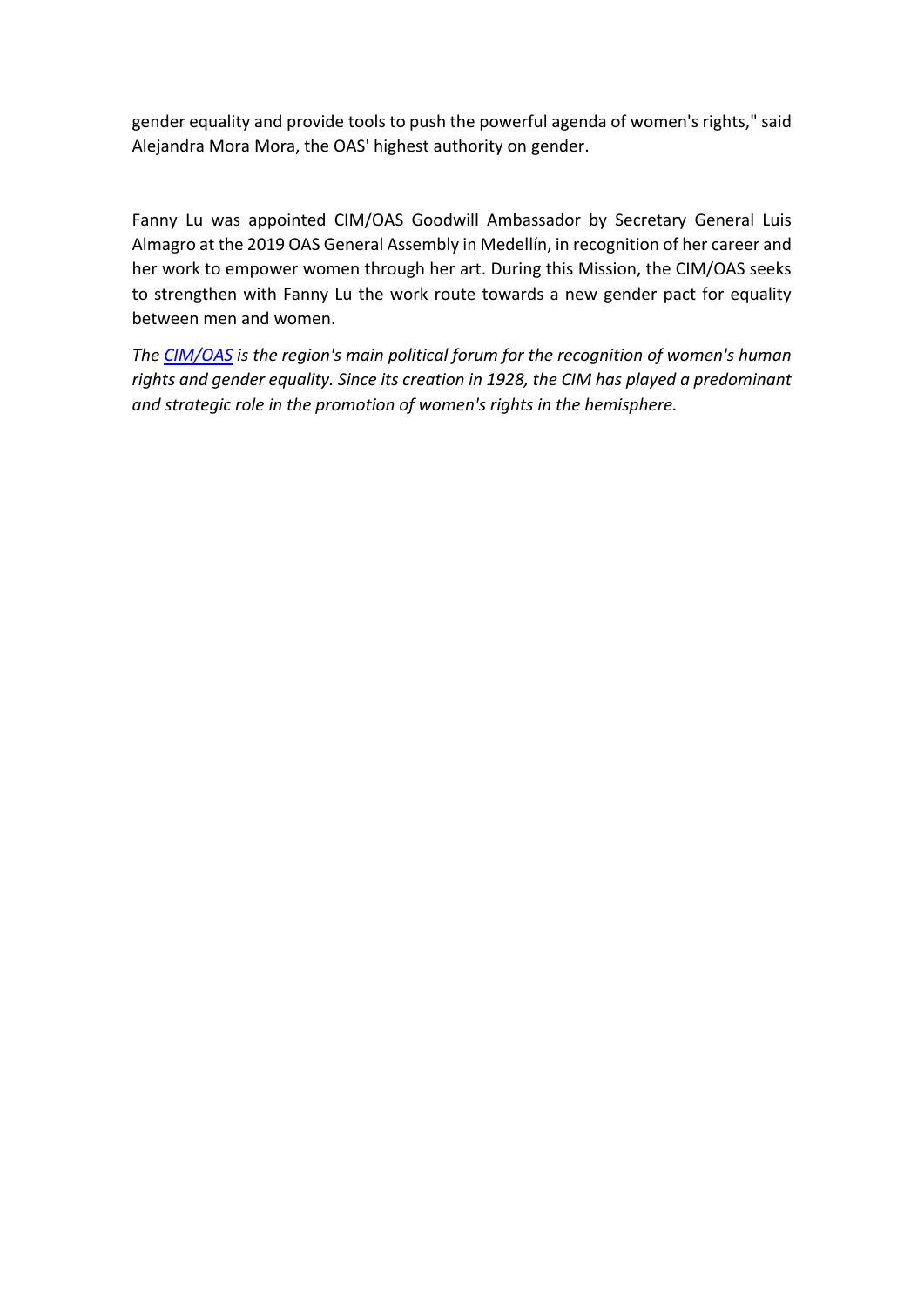gender equality and provide tools to push the powerful agenda of women's rights," said Alejandra Mora Mora, the OAS' highest authority on gender.

Fanny Lu was appointed CIM/OAS Goodwill Ambassador by Secretary General Luis Almagro at the 2019 OAS General Assembly in Medellín, in recognition of her career and her work to empower women through her art. During this Mission, the CIM/OAS seeks to strengthen with Fanny Lu the work route towards a new gender pact for equality between men and women.

*The CIM/OAS is the region's main political forum for the recognition of women's human rights and gender equality. Since its creation in 1928, the CIM has played a predominant and strategic role in the promotion of women's rights in the hemisphere.*